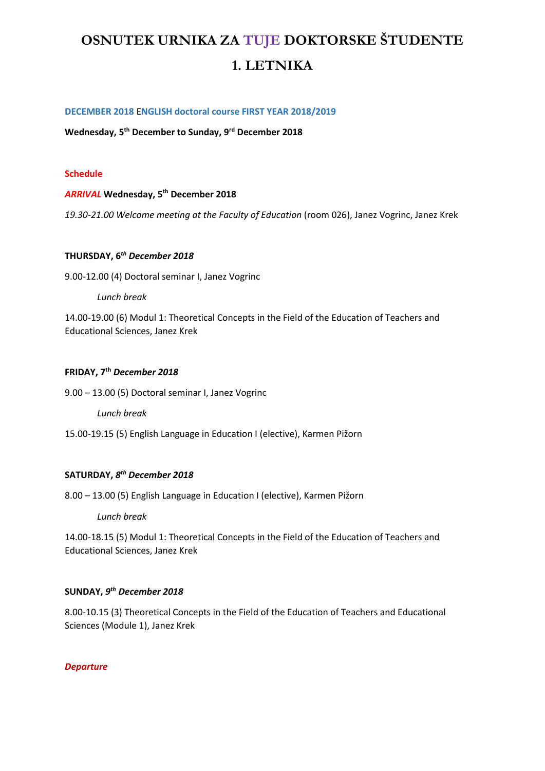# OSNUTEK URNIKA ZA TUJE DOKTORSKE ŠTUDENTE 1. LETNIKA

**DECEMBER 2018 ENGLISH doctoral course FIRST YEAR 2018/2019**

**Wednesday, 5th December to Sunday, 9rd December 2018**

**Schedule**

***ARRIVAL*** **Wednesday, 5th December 2018**

*19.30-21.00 Welcome meeting at the Faculty of Education* (room 026), Janez Vogrinc, Janez Krek

**THURSDAY, 6th *December 2018***

9.00-12.00 (4) Doctoral seminar I, Janez Vogrinc

*Lunch break*

14.00-19.00 (6) Modul 1: Theoretical Concepts in the Field of the Education of Teachers and Educational Sciences, Janez Krek

**FRIDAY, 7th *December 2018***

9.00 – 13.00 (5) Doctoral seminar I, Janez Vogrinc

*Lunch break*

15.00-19.15 (5) English Language in Education I (elective), Karmen Pižorn

**SATURDAY, *8th December 2018***

8.00 – 13.00 (5) English Language in Education I (elective), Karmen Pižorn

*Lunch break*

14.00-18.15 (5) Modul 1: Theoretical Concepts in the Field of the Education of Teachers and Educational Sciences, Janez Krek

**SUNDAY, *9th December 2018***

8.00-10.15 (3) Theoretical Concepts in the Field of the Education of Teachers and Educational Sciences (Module 1), Janez Krek

***Departure***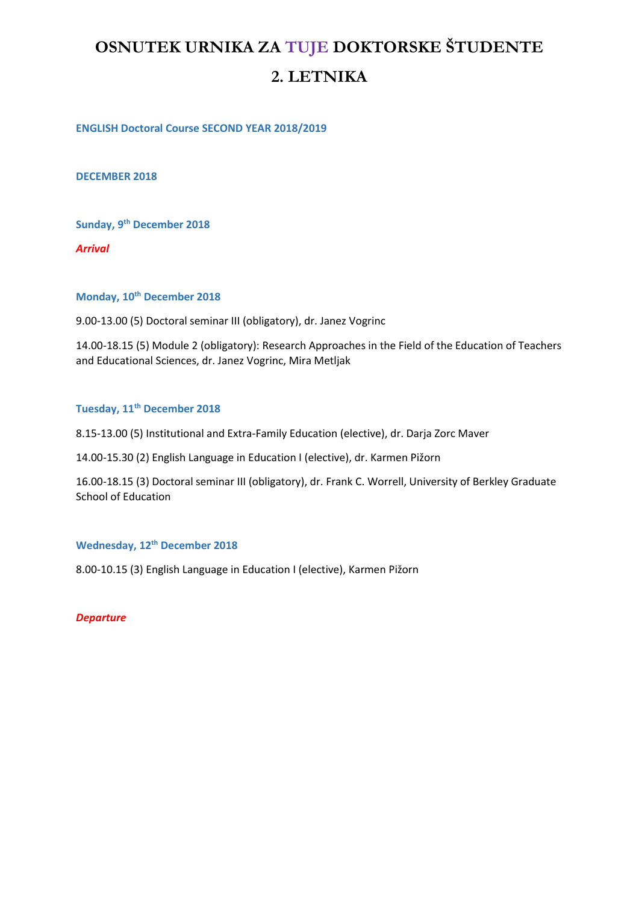# OSNUTEK URNIKA ZA TUJE DOKTORSKE ŠTUDENTE

# 2. LETNIKA

**ENGLISH Doctoral Course SECOND YEAR 2018/2019**

**DECEMBER 2018**

**Sunday, 9th December 2018**

***Arrival***

**Monday, 10th December 2018**

9.00-13.00 (5) Doctoral seminar III (obligatory), dr. Janez Vogrinc

14.00-18.15 (5) Module 2 (obligatory): Research Approaches in the Field of the Education of Teachers and Educational Sciences, dr. Janez Vogrinc, Mira Metljak

**Tuesday, 11th December 2018**

8.15-13.00 (5) Institutional and Extra-Family Education (elective), dr. Darja Zorc Maver

14.00-15.30 (2) English Language in Education I (elective), dr. Karmen Pižorn

16.00-18.15 (3) Doctoral seminar III (obligatory), dr. Frank C. Worrell, University of Berkley Graduate School of Education

**Wednesday, 12th December 2018**

8.00-10.15 (3) English Language in Education I (elective), Karmen Pižorn

***Departure***